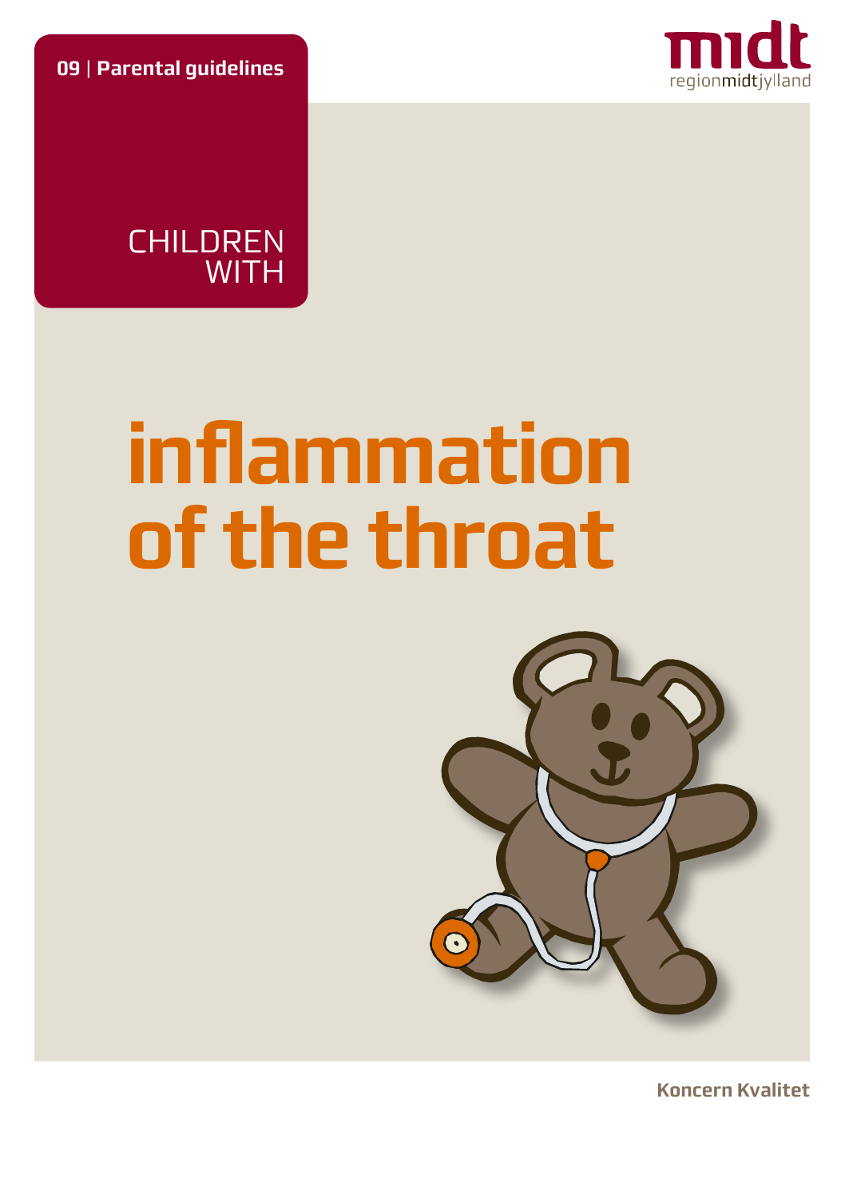**09** | **Parental guidelines**

midt
regionmidtjylland

CHILDREN
WITH

# inflammation of the throat

**Koncern Kvalitet**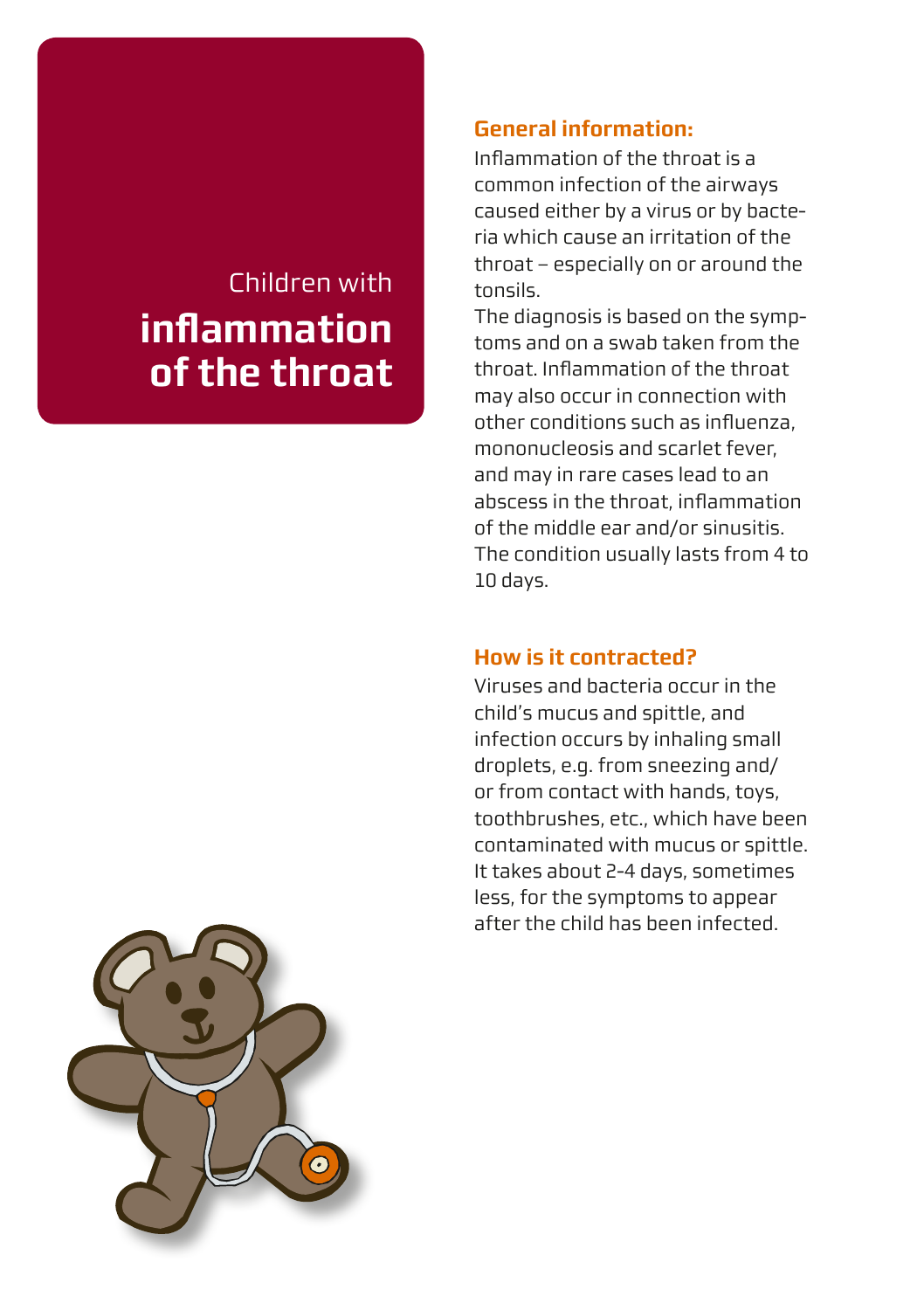# Children with inflammation of the throat

## General information:

Inflammation of the throat is a common infection of the airways caused either by a virus or by bacteria which cause an irritation of the throat – especially on or around the tonsils.

The diagnosis is based on the symptoms and on a swab taken from the throat. Inflammation of the throat may also occur in connection with other conditions such as influenza, mononucleosis and scarlet fever, and may in rare cases lead to an abscess in the throat, inflammation of the middle ear and/or sinusitis. The condition usually lasts from 4 to 10 days.

## How is it contracted?

Viruses and bacteria occur in the child's mucus and spittle, and infection occurs by inhaling small droplets, e.g. from sneezing and/or from contact with hands, toys, toothbrushes, etc., which have been contaminated with mucus or spittle. It takes about 2-4 days, sometimes less, for the symptoms to appear after the child has been infected.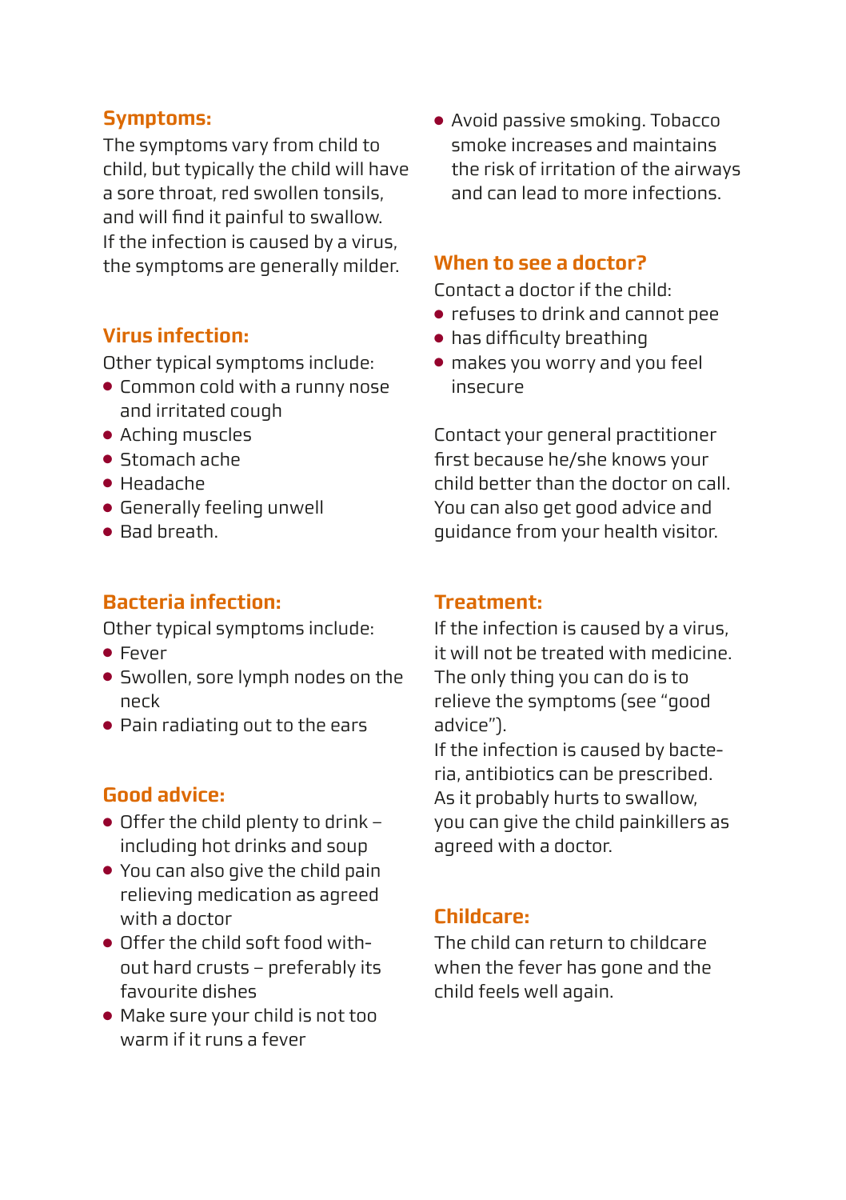## Symptoms:

The symptoms vary from child to child, but typically the child will have a sore throat, red swollen tonsils, and will find it painful to swallow. If the infection is caused by a virus, the symptoms are generally milder.

## Virus infection:

Other typical symptoms include:

- Common cold with a runny nose and irritated cough
- Aching muscles
- Stomach ache
- Headache
- Generally feeling unwell
- Bad breath.

## Bacteria infection:

Other typical symptoms include:

- Fever
- Swollen, sore lymph nodes on the neck
- Pain radiating out to the ears

## Good advice:

- Offer the child plenty to drink – including hot drinks and soup
- You can also give the child pain relieving medication as agreed with a doctor
- Offer the child soft food without hard crusts – preferably its favourite dishes
- Make sure your child is not too warm if it runs a fever
- Avoid passive smoking. Tobacco smoke increases and maintains the risk of irritation of the airways and can lead to more infections.

## When to see a doctor?

Contact a doctor if the child:

- refuses to drink and cannot pee
- has difficulty breathing
- makes you worry and you feel insecure

Contact your general practitioner first because he/she knows your child better than the doctor on call. You can also get good advice and guidance from your health visitor.

## Treatment:

If the infection is caused by a virus, it will not be treated with medicine. The only thing you can do is to relieve the symptoms (see "good advice").
If the infection is caused by bacteria, antibiotics can be prescribed. As it probably hurts to swallow, you can give the child painkillers as agreed with a doctor.

## Childcare:

The child can return to childcare when the fever has gone and the child feels well again.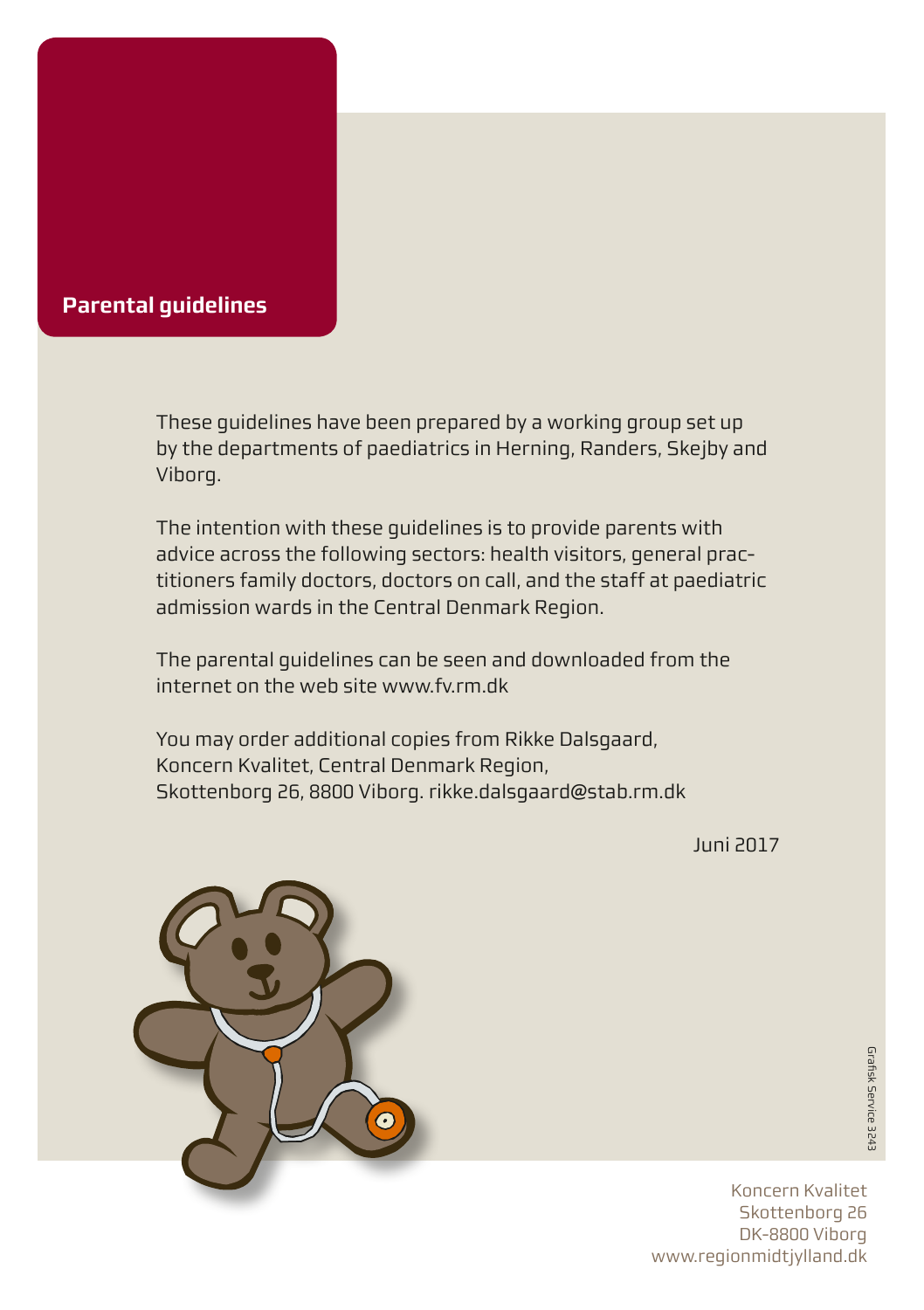## Parental guidelines

These guidelines have been prepared by a working group set up by the departments of paediatrics in Herning, Randers, Skejby and Viborg.

The intention with these guidelines is to provide parents with advice across the following sectors: health visitors, general practitioners family doctors, doctors on call, and the staff at paediatric admission wards in the Central Denmark Region.

The parental guidelines can be seen and downloaded from the internet on the web site www.fv.rm.dk

You may order additional copies from Rikke Dalsgaard, Koncern Kvalitet, Central Denmark Region, Skottenborg 26, 8800 Viborg. rikke.dalsgaard@stab.rm.dk

Juni 2017

Grafisk Service 3243

Koncern Kvalitet
Skottenborg 26
DK-8800 Viborg
www.regionmidtjylland.dk